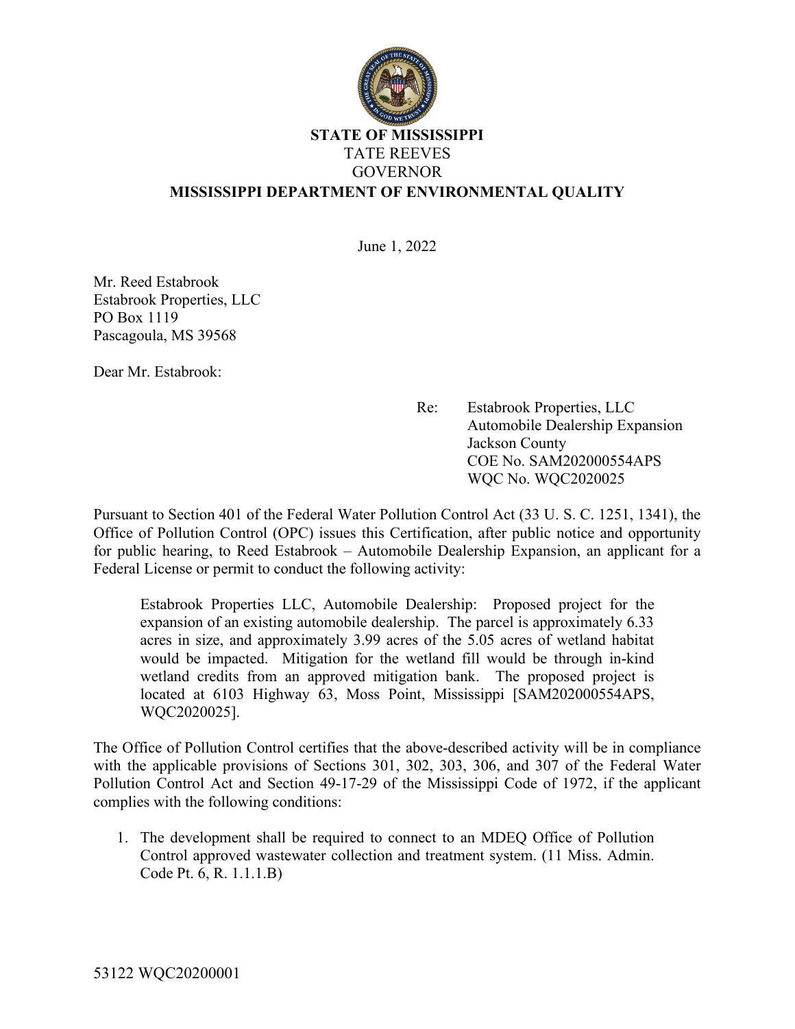**STATE OF MISSISSIPPI**
TATE REEVES
GOVERNOR
**MISSISSIPPI DEPARTMENT OF ENVIRONMENTAL QUALITY**

June 1, 2022

Mr. Reed Estabrook
Estabrook Properties, LLC
PO Box 1119
Pascagoula, MS 39568

Dear Mr. Estabrook:

Re: Estabrook Properties, LLC
Automobile Dealership Expansion
Jackson County
COE No. SAM202000554APS
WQC No. WQC2020025

Pursuant to Section 401 of the Federal Water Pollution Control Act (33 U. S. C. 1251, 1341), the Office of Pollution Control (OPC) issues this Certification, after public notice and opportunity for public hearing, to Reed Estabrook – Automobile Dealership Expansion, an applicant for a Federal License or permit to conduct the following activity:

> Estabrook Properties LLC, Automobile Dealership: Proposed project for the expansion of an existing automobile dealership. The parcel is approximately 6.33 acres in size, and approximately 3.99 acres of the 5.05 acres of wetland habitat would be impacted. Mitigation for the wetland fill would be through in-kind wetland credits from an approved mitigation bank. The proposed project is located at 6103 Highway 63, Moss Point, Mississippi [SAM202000554APS, WQC2020025].

The Office of Pollution Control certifies that the above-described activity will be in compliance with the applicable provisions of Sections 301, 302, 303, 306, and 307 of the Federal Water Pollution Control Act and Section 49-17-29 of the Mississippi Code of 1972, if the applicant complies with the following conditions:

1. The development shall be required to connect to an MDEQ Office of Pollution Control approved wastewater collection and treatment system. (11 Miss. Admin. Code Pt. 6, R. 1.1.1.B)

53122 WQC20200001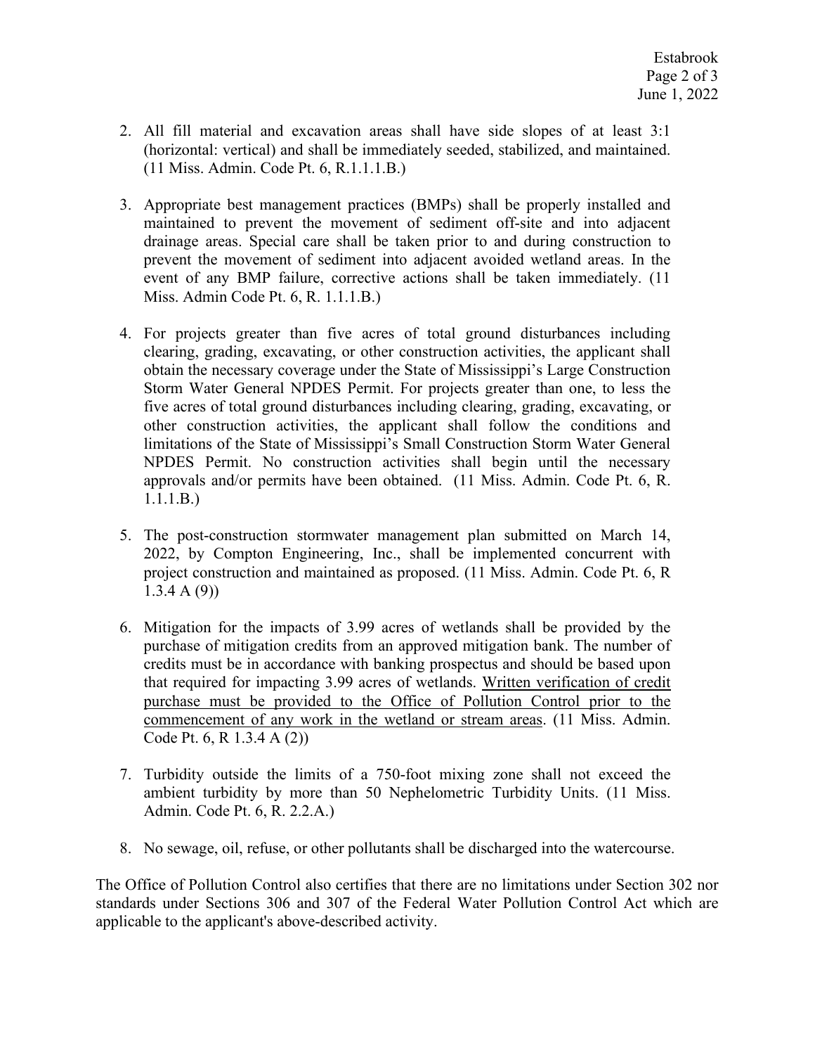2. All fill material and excavation areas shall have side slopes of at least 3:1 (horizontal: vertical) and shall be immediately seeded, stabilized, and maintained. (11 Miss. Admin. Code Pt. 6, R.1.1.1.B.)

3. Appropriate best management practices (BMPs) shall be properly installed and maintained to prevent the movement of sediment off-site and into adjacent drainage areas. Special care shall be taken prior to and during construction to prevent the movement of sediment into adjacent avoided wetland areas. In the event of any BMP failure, corrective actions shall be taken immediately. (11 Miss. Admin Code Pt. 6, R. 1.1.1.B.)

4. For projects greater than five acres of total ground disturbances including clearing, grading, excavating, or other construction activities, the applicant shall obtain the necessary coverage under the State of Mississippi's Large Construction Storm Water General NPDES Permit. For projects greater than one, to less the five acres of total ground disturbances including clearing, grading, excavating, or other construction activities, the applicant shall follow the conditions and limitations of the State of Mississippi's Small Construction Storm Water General NPDES Permit. No construction activities shall begin until the necessary approvals and/or permits have been obtained. (11 Miss. Admin. Code Pt. 6, R. 1.1.1.B.)

5. The post-construction stormwater management plan submitted on March 14, 2022, by Compton Engineering, Inc., shall be implemented concurrent with project construction and maintained as proposed. (11 Miss. Admin. Code Pt. 6, R 1.3.4 A (9))

6. Mitigation for the impacts of 3.99 acres of wetlands shall be provided by the purchase of mitigation credits from an approved mitigation bank. The number of credits must be in accordance with banking prospectus and should be based upon that required for impacting 3.99 acres of wetlands. <u>Written verification of credit purchase must be provided to the Office of Pollution Control prior to the commencement of any work in the wetland or stream areas</u>. (11 Miss. Admin. Code Pt. 6, R 1.3.4 A (2))

7. Turbidity outside the limits of a 750-foot mixing zone shall not exceed the ambient turbidity by more than 50 Nephelometric Turbidity Units. (11 Miss. Admin. Code Pt. 6, R. 2.2.A.)

8. No sewage, oil, refuse, or other pollutants shall be discharged into the watercourse.

The Office of Pollution Control also certifies that there are no limitations under Section 302 nor standards under Sections 306 and 307 of the Federal Water Pollution Control Act which are applicable to the applicant's above-described activity.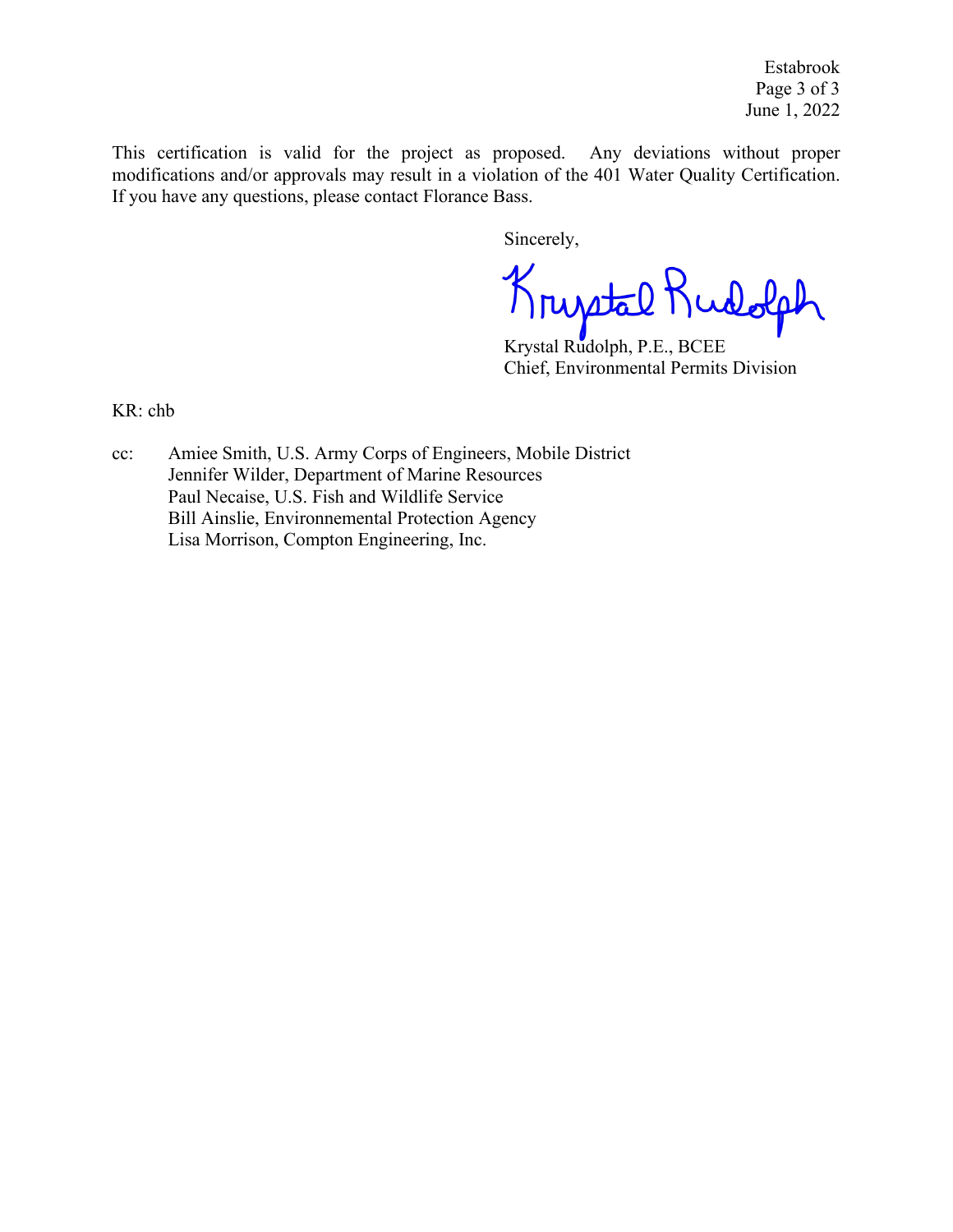This certification is valid for the project as proposed. Any deviations without proper modifications and/or approvals may result in a violation of the 401 Water Quality Certification. If you have any questions, please contact Florance Bass.

Sincerely,

Krystal Rudolph

Krystal Rudolph, P.E., BCEE
Chief, Environmental Permits Division

KR: chb

cc: Amiee Smith, U.S. Army Corps of Engineers, Mobile District
Jennifer Wilder, Department of Marine Resources
Paul Necaise, U.S. Fish and Wildlife Service
Bill Ainslie, Environnemental Protection Agency
Lisa Morrison, Compton Engineering, Inc.